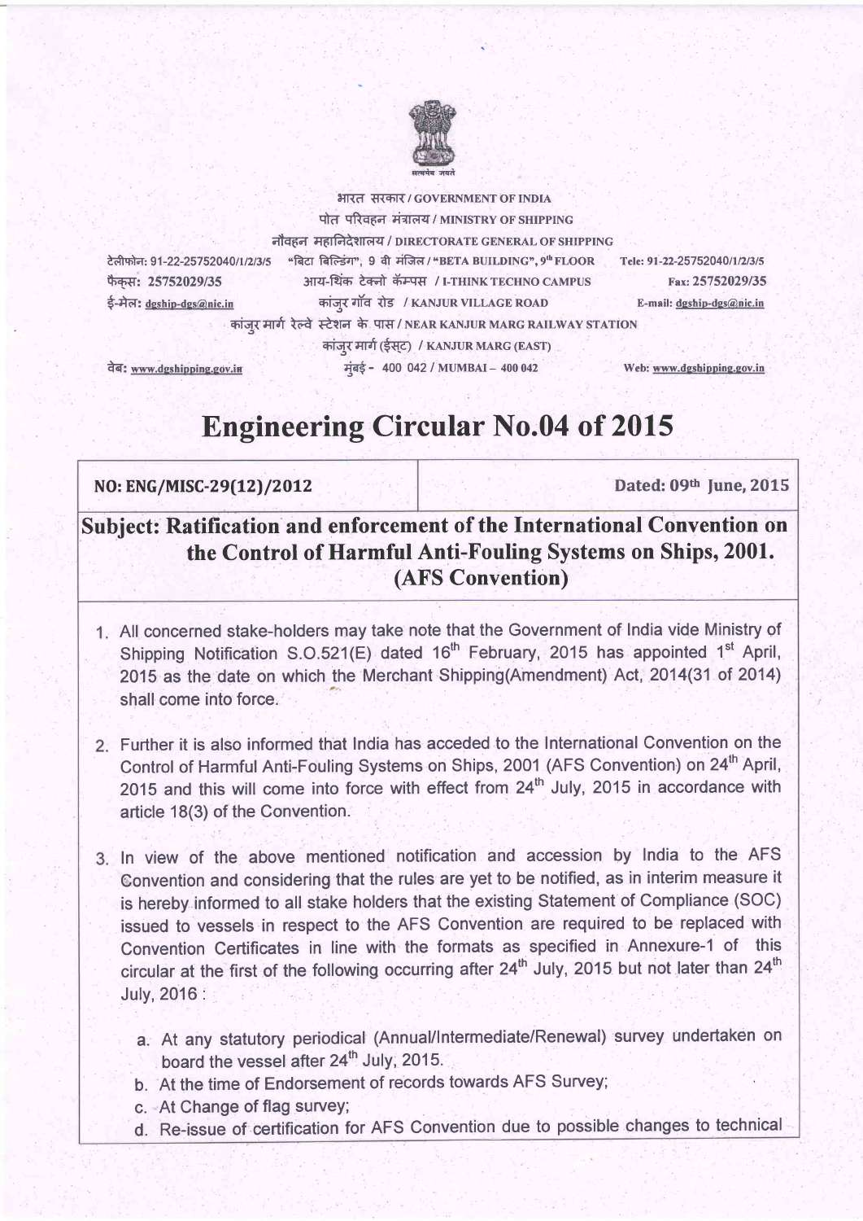भारत सरकार / GOVERNMENT OF INDIA
पोत परिवहन मंत्रालय / MINISTRY OF SHIPPING
नौवहन महानिदेशालय / DIRECTORATE GENERAL OF SHIPPING

| | | |
|---|---|---|
| टेलीफोन: 91-22-25752040/1/2/3/5 | "बिटा बिल्डिंग", 9 वी मंजिल / "BETA BUILDING", 9th FLOOR | Tele: 91-22-25752040/1/2/3/5 |
| फैक्स: 25752029/35 | आय-थिंक टेक्नो कॅम्पस / I-THINK TECHNO CAMPUS | Fax: 25752029/35 |
| ई-मेल: dgship-dgs@nic.in | कांजुर गॉव रोड / KANJUR VILLAGE ROAD | E-mail: dgship-dgs@nic.in |
| | कांजुर मार्ग रेल्वे स्टेशन के पास / NEAR KANJUR MARG RAILWAY STATION | |
| | कांजुर मार्ग (ईस्ट) / KANJUR MARG (EAST) | |
| वेब: www.dgshipping.gov.in | मुंबई - 400 042 / MUMBAI – 400 042 | Web: www.dgshipping.gov.in |

# Engineering Circular No.04 of 2015

| NO: ENG/MISC-29(12)/2012 | Dated: 09th June, 2015 |
|---|---|

## Subject: Ratification and enforcement of the International Convention on the Control of Harmful Anti-Fouling Systems on Ships, 2001. (AFS Convention)

1. All concerned stake-holders may take note that the Government of India vide Ministry of Shipping Notification S.O.521(E) dated 16th February, 2015 has appointed 1st April, 2015 as the date on which the Merchant Shipping(Amendment) Act, 2014(31 of 2014) shall come into force.

2. Further it is also informed that India has acceded to the International Convention on the Control of Harmful Anti-Fouling Systems on Ships, 2001 (AFS Convention) on 24th April, 2015 and this will come into force with effect from 24th July, 2015 in accordance with article 18(3) of the Convention.

3. In view of the above mentioned notification and accession by India to the AFS Convention and considering that the rules are yet to be notified, as in interim measure it is hereby informed to all stake holders that the existing Statement of Compliance (SOC) issued to vessels in respect to the AFS Convention are required to be replaced with Convention Certificates in line with the formats as specified in Annexure-1 of this circular at the first of the following occurring after 24th July, 2015 but not later than 24th July, 2016 :

   a. At any statutory periodical (Annual/Intermediate/Renewal) survey undertaken on board the vessel after 24th July, 2015.
   b. At the time of Endorsement of records towards AFS Survey;
   c. At Change of flag survey;
   d. Re-issue of certification for AFS Convention due to possible changes to technical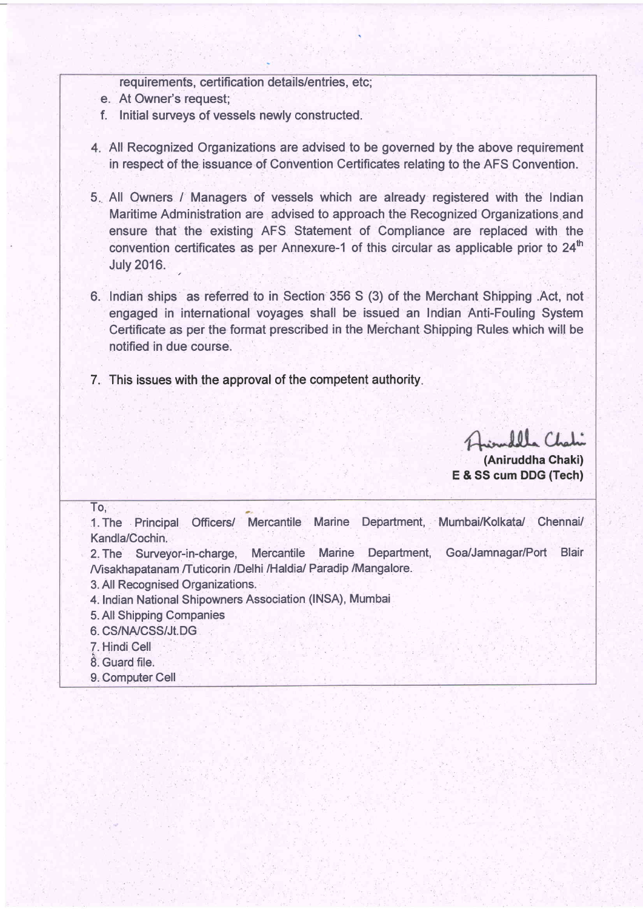requirements, certification details/entries, etc;

e. At Owner's request;
f. Initial surveys of vessels newly constructed.

4. All Recognized Organizations are advised to be governed by the above requirement in respect of the issuance of Convention Certificates relating to the AFS Convention.

5. All Owners / Managers of vessels which are already registered with the Indian Maritime Administration are advised to approach the Recognized Organizations and ensure that the existing AFS Statement of Compliance are replaced with the convention certificates as per Annexure-1 of this circular as applicable prior to 24th July 2016.

6. Indian ships as referred to in Section 356 S (3) of the Merchant Shipping Act, not engaged in international voyages shall be issued an Indian Anti-Fouling System Certificate as per the format prescribed in the Merchant Shipping Rules which will be notified in due course.

7. This issues with the approval of the competent authority.

**(Aniruddha Chaki)**
**E & SS cum DDG (Tech)**

To,

1. The Principal Officers/ Mercantile Marine Department, Mumbai/Kolkata/ Chennai/ Kandla/Cochin.
2. The Surveyor-in-charge, Mercantile Marine Department, Goa/Jamnagar/Port Blair /Visakhapatanam /Tuticorin /Delhi /Haldia/ Paradip /Mangalore.
3. All Recognised Organizations.
4. Indian National Shipowners Association (INSA), Mumbai
5. All Shipping Companies
6. CS/NA/CSS/Jt.DG
7. Hindi Cell
8. Guard file.
9. Computer Cell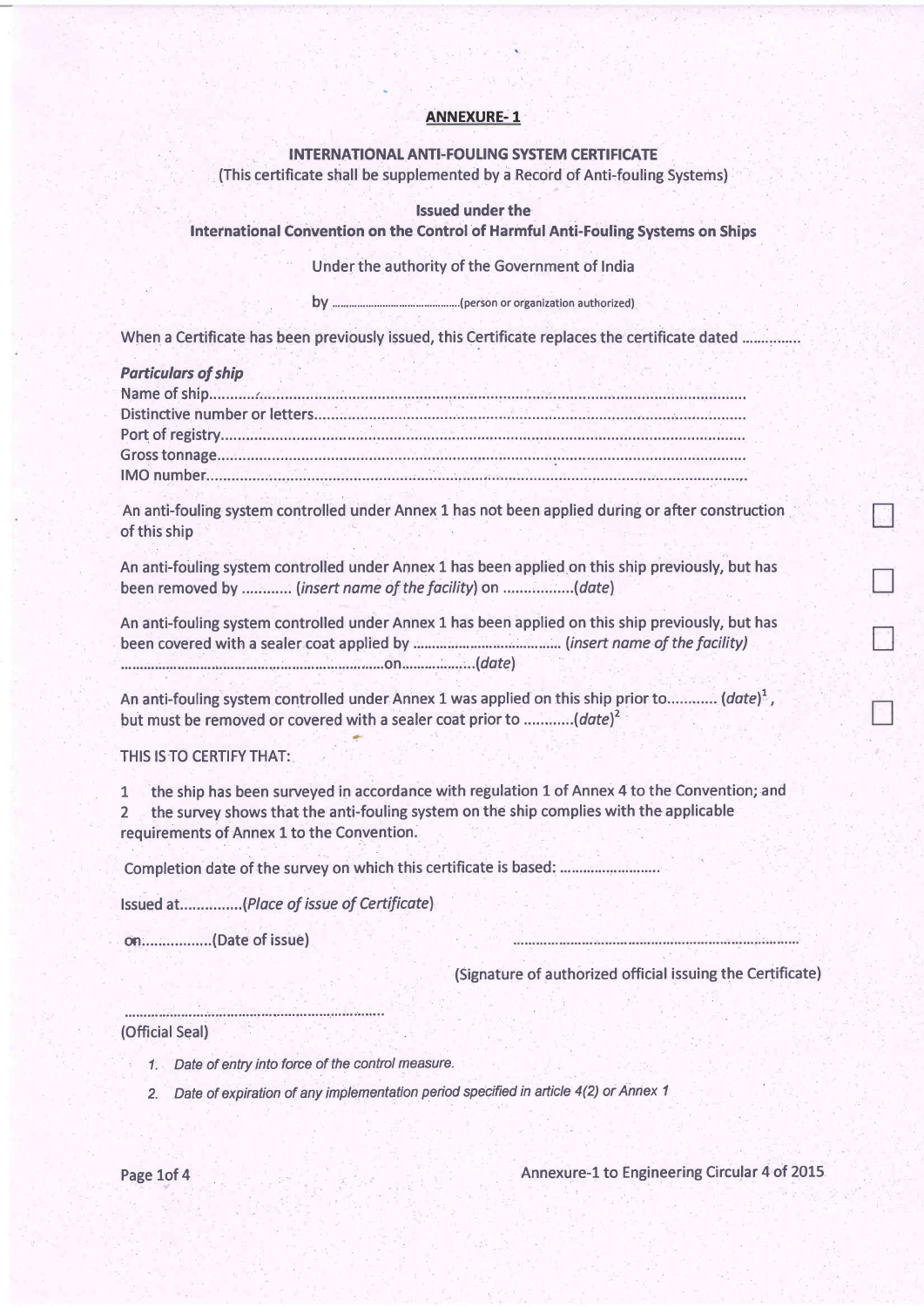## ANNEXURE- 1

### INTERNATIONAL ANTI-FOULING SYSTEM CERTIFICATE

(This certificate shall be supplemented by a Record of Anti-fouling Systems)

**Issued under the**
**International Convention on the Control of Harmful Anti-Fouling Systems on Ships**

Under the authority of the Government of India

by ..........................................(person or organization authorized)

When a Certificate has been previously issued, this Certificate replaces the certificate dated ...............

***Particulars of ship***

Name of ship..................................................................................................................

Distinctive number or letters.....................................................................................

Port of registry.............................................................................................................

Gross tonnage...............................................................................................................

IMO number...................................................................................................................

An anti-fouling system controlled under Annex 1 has not been applied during or after construction of this ship ☐

An anti-fouling system controlled under Annex 1 has been applied on this ship previously, but has been removed by ............ (*insert name of the facility*) on .................(*date*) ☐

An anti-fouling system controlled under Annex 1 has been applied on this ship previously, but has been covered with a sealer coat applied by ....................................... (*insert name of the facility*) ..................................................................on...................(*date*) ☐

An anti-fouling system controlled under Annex 1 was applied on this ship prior to............ (*date*)[1], but must be removed or covered with a sealer coat prior to ............(*date*)[2] ☐

THIS IS TO CERTIFY THAT:

1 the ship has been surveyed in accordance with regulation 1 of Annex 4 to the Convention; and
2 the survey shows that the anti-fouling system on the ship complies with the applicable requirements of Annex 1 to the Convention.

Completion date of the survey on which this certificate is based: .........................

Issued at...............(*Place of issue of Certificate*)

on.................(Date of issue) ..........................................................................

(Signature of authorized official issuing the Certificate)

..................................................................

(Official Seal)

1. *Date of entry into force of the control measure.*
2. *Date of expiration of any implementation period specified in article 4(2) or Annex 1*

Annexure-1 to Engineering Circular 4 of 2015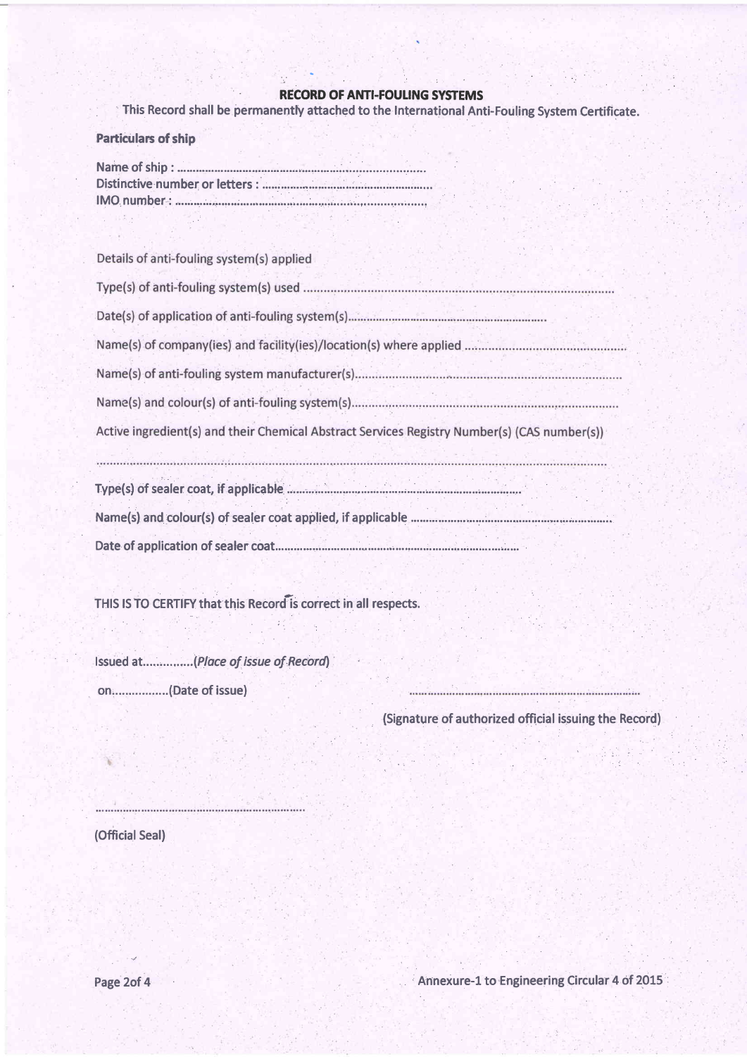# RECORD OF ANTI-FOULING SYSTEMS

This Record shall be permanently attached to the International Anti-Fouling System Certificate.

**Particulars of ship**

Name of ship : ..........................................................................

Distinctive number or letters : ..................................................

IMO number : ............................................................................

Details of anti-fouling system(s) applied

Type(s) of anti-fouling system(s) used ..........................................................................................

Date(s) of application of anti-fouling system(s)..........................................................

Name(s) of company(ies) and facility(ies)/location(s) where applied ................................................

Name(s) of anti-fouling system manufacturer(s).........................................................................

Name(s) and colour(s) of anti-fouling system(s)..........................................................................

Active ingredient(s) and their Chemical Abstract Services Registry Number(s) (CAS number(s))

..........................................................................................................................................

Type(s) of sealer coat, if applicable ..................................................................

Name(s) and colour(s) of sealer coat applied, if applicable ..........................................................

Date of application of sealer coat...........................................................................

THIS IS TO CERTIFY that this Record is correct in all respects.

Issued at...............*(Place of issue of Record)*

on................(Date of issue)

..........................................................................

(Signature of authorized official issuing the Record)

..........................................................................

(Official Seal)

Annexure-1 to Engineering Circular 4 of 2015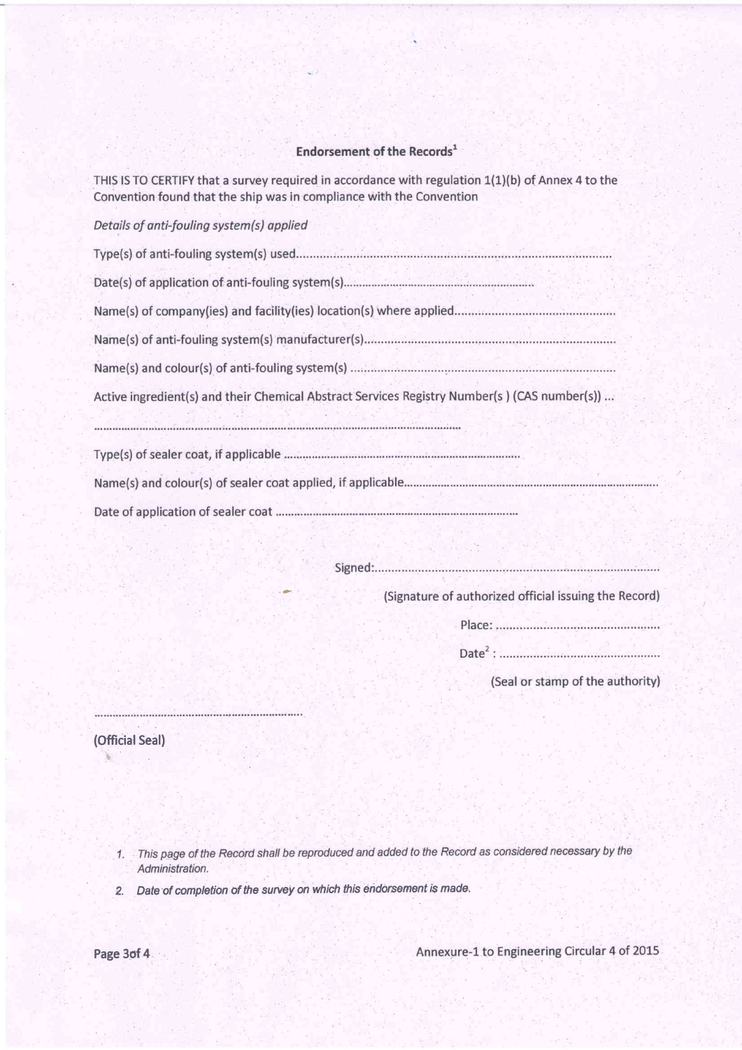## Endorsement of the Records[1]

THIS IS TO CERTIFY that a survey required in accordance with regulation 1(1)(b) of Annex 4 to the Convention found that the ship was in compliance with the Convention

*Details of anti-fouling system(s) applied*

Type(s) of anti-fouling system(s) used..............................................................................................

Date(s) of application of anti-fouling system(s)............................................................

Name(s) of company(ies) and facility(ies) location(s) where applied................................................

Name(s) of anti-fouling system(s) manufacturer(s)..........................................................................

Name(s) and colour(s) of anti-fouling system(s) ..............................................................................

Active ingredient(s) and their Chemical Abstract Services Registry Number(s ) (CAS number(s)) ...

.......................................................................................................................

Type(s) of sealer coat, if applicable ..........................................................................

Name(s) and colour(s) of sealer coat applied, if applicable.................................................................................

Date of application of sealer coat ............................................................................

Signed:....................................................................................

(Signature of authorized official issuing the Record)

Place: .................................................

Date[2] : ...............................................

(Seal or stamp of the authority)

...................................................................

(Official Seal)

1. *This page of the Record shall be reproduced and added to the Record as considered necessary by the Administration.*
2. *Date of completion of the survey on which this endorsement is made.*

Annexure-1 to Engineering Circular 4 of 2015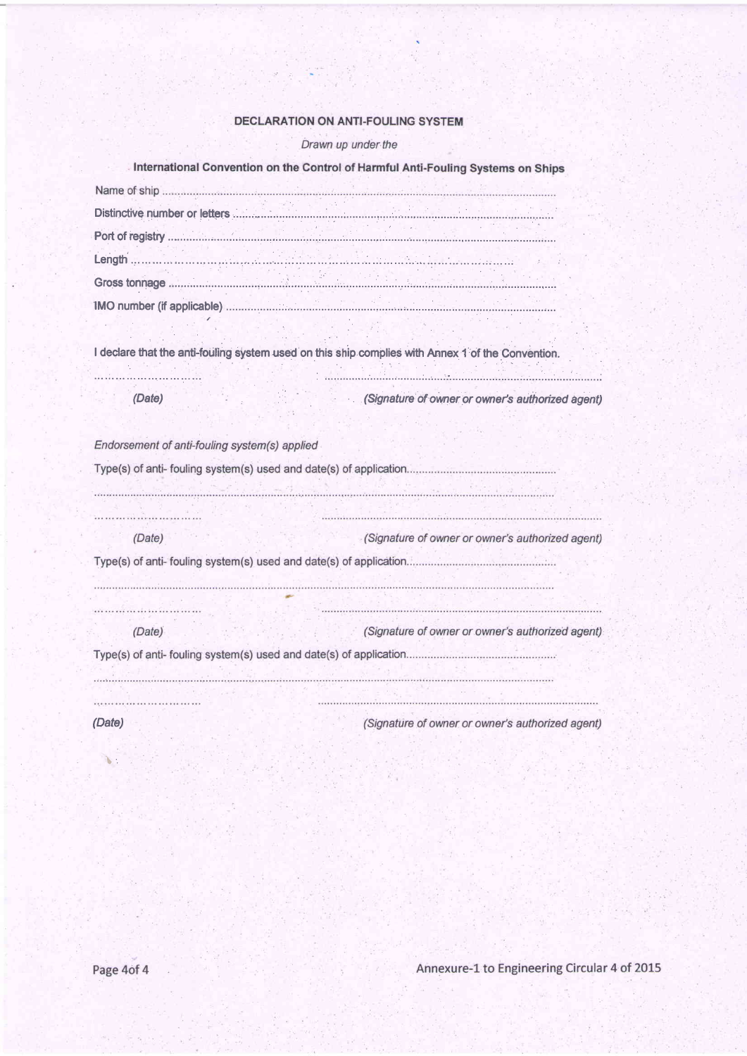## DECLARATION ON ANTI-FOULING SYSTEM

*Drawn up under the*

**International Convention on the Control of Harmful Anti-Fouling Systems on Ships**

Name of ship ..........................................................................................................................

Distinctive number or letters ...................................................................................................

Port of registry .......................................................................................................................

Length ....................................................................................................................................

Gross tonnage ........................................................................................................................

IMO number (if applicable) ....................................................................................................

I declare that the anti-fouling system used on this ship complies with Annex 1 of the Convention.

.............................                                        ..........................................................................................

*(Date)*                                                        *(Signature of owner or owner's authorized agent)*

*Endorsement of anti-fouling system(s) applied*

Type(s) of anti- fouling system(s) used and date(s) of application..................................................

..............................................................................................................................................

.............................                                        ..........................................................................................

*(Date)*                                                        *(Signature of owner or owner's authorized agent)*

Type(s) of anti- fouling system(s) used and date(s) of application..................................................

..............................................................................................................................................

.............................                                        ..........................................................................................

*(Date)*                                                        *(Signature of owner or owner's authorized agent)*

Type(s) of anti- fouling system(s) used and date(s) of application..................................................

..............................................................................................................................................

.............................                                        ..........................................................................................

*(Date)*                                                        *(Signature of owner or owner's authorized agent)*

Annexure-1 to Engineering Circular 4 of 2015